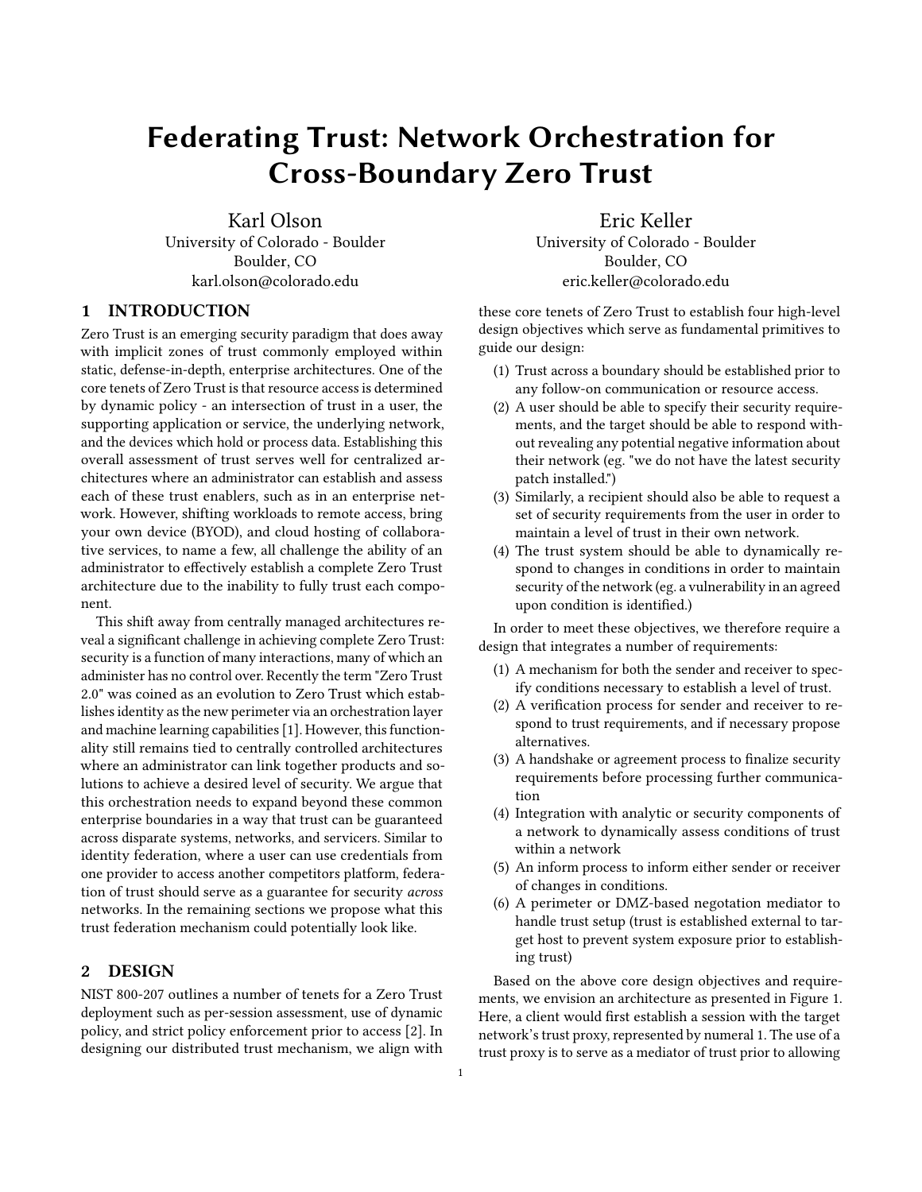# Federating Trust: Network Orchestration for Cross-Boundary Zero Trust

Karl Olson
University of Colorado - Boulder
Boulder, CO
karl.olson@colorado.edu

Eric Keller
University of Colorado - Boulder
Boulder, CO
eric.keller@colorado.edu

## 1 INTRODUCTION

Zero Trust is an emerging security paradigm that does away with implicit zones of trust commonly employed within static, defense-in-depth, enterprise architectures. One of the core tenets of Zero Trust is that resource access is determined by dynamic policy - an intersection of trust in a user, the supporting application or service, the underlying network, and the devices which hold or process data. Establishing this overall assessment of trust serves well for centralized architectures where an administrator can establish and assess each of these trust enablers, such as in an enterprise network. However, shifting workloads to remote access, bring your own device (BYOD), and cloud hosting of collaborative services, to name a few, all challenge the ability of an administrator to effectively establish a complete Zero Trust architecture due to the inability to fully trust each component.

This shift away from centrally managed architectures reveal a significant challenge in achieving complete Zero Trust: security is a function of many interactions, many of which an administer has no control over. Recently the term "Zero Trust 2.0" was coined as an evolution to Zero Trust which establishes identity as the new perimeter via an orchestration layer and machine learning capabilities [1]. However, this functionality still remains tied to centrally controlled architectures where an administrator can link together products and solutions to achieve a desired level of security. We argue that this orchestration needs to expand beyond these common enterprise boundaries in a way that trust can be guaranteed across disparate systems, networks, and servicers. Similar to identity federation, where a user can use credentials from one provider to access another competitors platform, federation of trust should serve as a guarantee for security *across* networks. In the remaining sections we propose what this trust federation mechanism could potentially look like.

## 2 DESIGN

NIST 800-207 outlines a number of tenets for a Zero Trust deployment such as per-session assessment, use of dynamic policy, and strict policy enforcement prior to access [2]. In designing our distributed trust mechanism, we align with these core tenets of Zero Trust to establish four high-level design objectives which serve as fundamental primitives to guide our design:

1. Trust across a boundary should be established prior to any follow-on communication or resource access.
2. A user should be able to specify their security requirements, and the target should be able to respond without revealing any potential negative information about their network (eg. "we do not have the latest security patch installed.")
3. Similarly, a recipient should also be able to request a set of security requirements from the user in order to maintain a level of trust in their own network.
4. The trust system should be able to dynamically respond to changes in conditions in order to maintain security of the network (eg. a vulnerability in an agreed upon condition is identified.)

In order to meet these objectives, we therefore require a design that integrates a number of requirements:

1. A mechanism for both the sender and receiver to specify conditions necessary to establish a level of trust.
2. A verification process for sender and receiver to respond to trust requirements, and if necessary propose alternatives.
3. A handshake or agreement process to finalize security requirements before processing further communication
4. Integration with analytic or security components of a network to dynamically assess conditions of trust within a network
5. An inform process to inform either sender or receiver of changes in conditions.
6. A perimeter or DMZ-based negotation mediator to handle trust setup (trust is established external to target host to prevent system exposure prior to establishing trust)

Based on the above core design objectives and requirements, we envision an architecture as presented in Figure 1. Here, a client would first establish a session with the target network's trust proxy, represented by numeral 1. The use of a trust proxy is to serve as a mediator of trust prior to allowing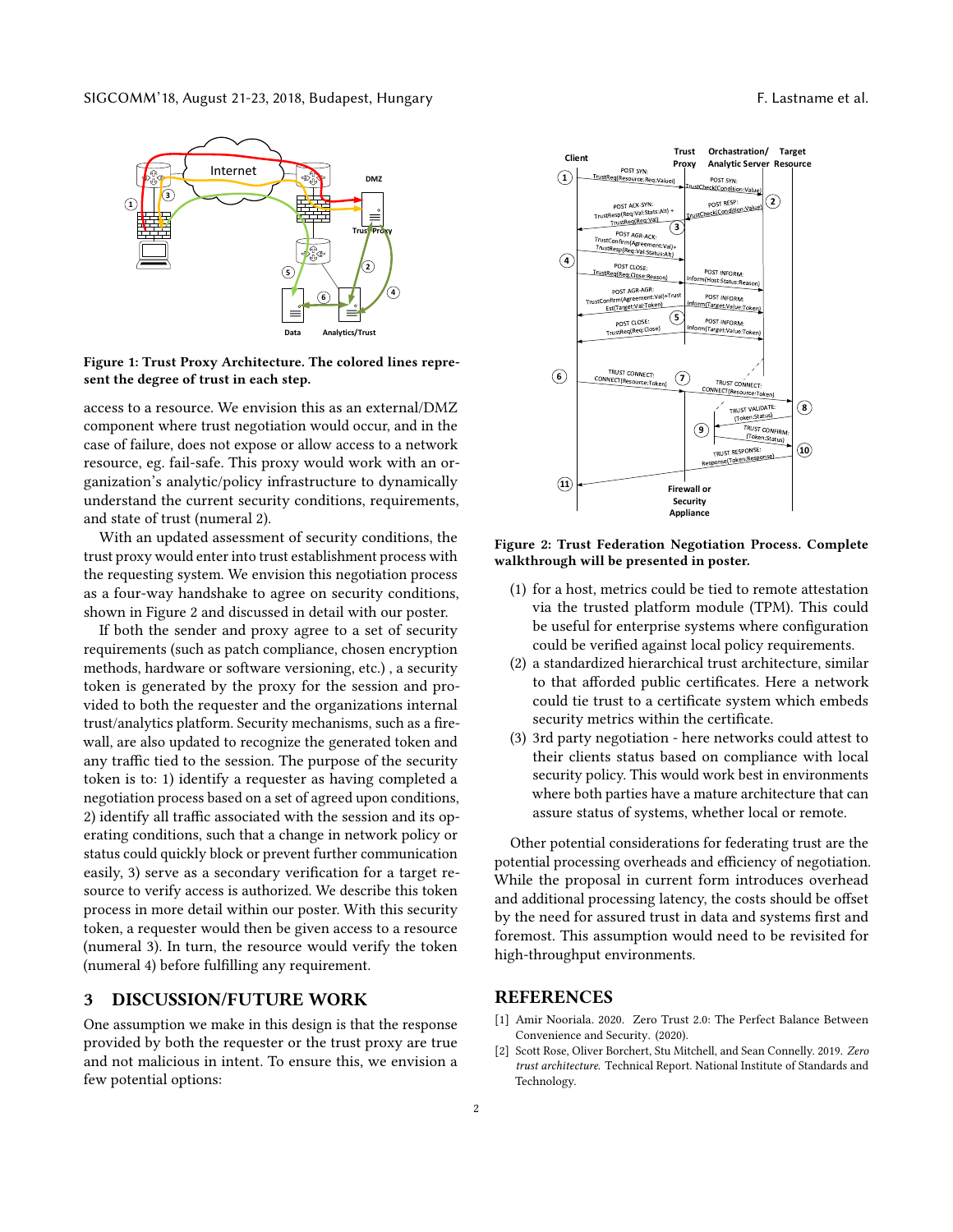Internet

DMZ

Trust Proxy

Data

Analytics/Trust

1

2

3

4

5

6

Figure 1: Trust Proxy Architecture. The colored lines represent the degree of trust in each step.

access to a resource. We envision this as an external/DMZ component where trust negotiation would occur, and in the case of failure, does not expose or allow access to a network resource, eg. fail-safe. This proxy would work with an organization's analytic/policy infrastructure to dynamically understand the current security conditions, requirements, and state of trust (numeral 2).

With an updated assessment of security conditions, the trust proxy would enter into trust establishment process with the requesting system. We envision this negotiation process as a four-way handshake to agree on security conditions, shown in Figure 2 and discussed in detail with our poster.

If both the sender and proxy agree to a set of security requirements (such as patch compliance, chosen encryption methods, hardware or software versioning, etc.) , a security token is generated by the proxy for the session and provided to both the requester and the organizations internal trust/analytics platform. Security mechanisms, such as a firewall, are also updated to recognize the generated token and any traffic tied to the session. The purpose of the security token is to: 1) identify a requester as having completed a negotiation process based on a set of agreed upon conditions, 2) identify all traffic associated with the session and its operating conditions, such that a change in network policy or status could quickly block or prevent further communication easily, 3) serve as a secondary verification for a target resource to verify access is authorized. We describe this token process in more detail within our poster. With this security token, a requester would then be given access to a resource (numeral 3). In turn, the resource would verify the token (numeral 4) before fulfilling any requirement.

## 3 DISCUSSION/FUTURE WORK

One assumption we make in this design is that the response provided by both the requester or the trust proxy are true and not malicious in intent. To ensure this, we envision a few potential options:

Client

Trust Proxy

Orchastration/ Analytic Server

Target Resource

1 POST SYN: TrustReq(Resource:Req:Value)

POST SYN: TrustCheck(Condition:Value)

2 POST RESP: TrustCheck(Condition:Value)

POST ACK-SYN: TrustResp(Req:Val:Stats:Alt) + TrustReq(Req:Val)

3

POST AGR-ACK: TrustConfirm(Agreement:Val)+ TrustResp(Req:Val:Status:Alt)

4

POST CLOSE: TrustReq(Req:Close:Reason)

POST INFORM: Inform(Host:Status:Reason)

POST AGR-AGR: TrustConfirm(Agreement:Val)+Trust Est(Target:Val:Token)

POST INFORM: Inform(Target:Value:Token)

5

POST CLOSE: TrustReq(Req:Close)

POST INFORM: Inform(Target:Value:Token)

6 TRUST CONNECT: CONNECT(Resource:Token)

7

TRUST CONNECT: CONNECT(Resource:Token)

8 TRUST VALIDATE: (Token:Status)

9

TRUST CONFIRM: (Token:Status)

10 TRUST RESPONSE: Response(Token:Response)

11

Firewall or Security Appliance

Figure 2: Trust Federation Negotiation Process. Complete walkthrough will be presented in poster.

(1) for a host, metrics could be tied to remote attestation via the trusted platform module (TPM). This could be useful for enterprise systems where configuration could be verified against local policy requirements.
(2) a standardized hierarchical trust architecture, similar to that afforded public certificates. Here a network could tie trust to a certificate system which embeds security metrics within the certificate.
(3) 3rd party negotiation - here networks could attest to their clients status based on compliance with local security policy. This would work best in environments where both parties have a mature architecture that can assure status of systems, whether local or remote.

Other potential considerations for federating trust are the potential processing overheads and efficiency of negotiation. While the proposal in current form introduces overhead and additional processing latency, the costs should be offset by the need for assured trust in data and systems first and foremost. This assumption would need to be revisited for high-throughput environments.

## REFERENCES

[1] Amir Nooriala. 2020. Zero Trust 2.0: The Perfect Balance Between Convenience and Security. (2020).

[2] Scott Rose, Oliver Borchert, Stu Mitchell, and Sean Connelly. 2019. *Zero trust architecture.* Technical Report. National Institute of Standards and Technology.